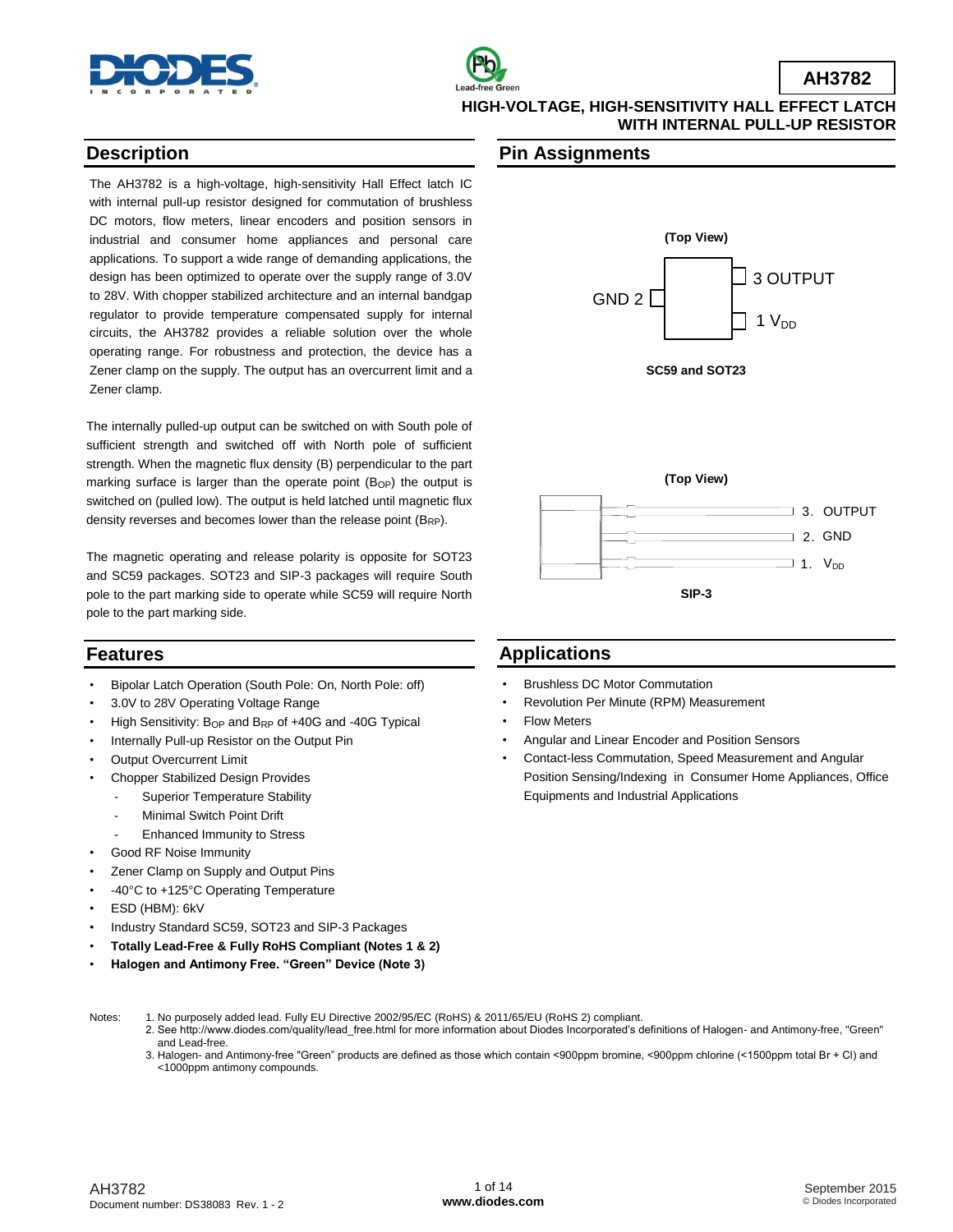# AH3782

## HIGH-VOLTAGE, HIGH-SENSITIVITY HALL EFFECT LATCH WITH INTERNAL PULL-UP RESISTOR

## Description

The AH3782 is a high-voltage, high-sensitivity Hall Effect latch IC with internal pull-up resistor designed for commutation of brushless DC motors, flow meters, linear encoders and position sensors in industrial and consumer home appliances and personal care applications. To support a wide range of demanding applications, the design has been optimized to operate over the supply range of 3.0V to 28V. With chopper stabilized architecture and an internal bandgap regulator to provide temperature compensated supply for internal circuits, the AH3782 provides a reliable solution over the whole operating range. For robustness and protection, the device has a Zener clamp on the supply. The output has an overcurrent limit and a Zener clamp.

The internally pulled-up output can be switched on with South pole of sufficient strength and switched off with North pole of sufficient strength. When the magnetic flux density (B) perpendicular to the part marking surface is larger than the operate point ($B_{OP}$) the output is switched on (pulled low). The output is held latched until magnetic flux density reverses and becomes lower than the release point ($B_{RP}$).

The magnetic operating and release polarity is opposite for SOT23 and SC59 packages. SOT23 and SIP-3 packages will require South pole to the part marking side to operate while SC59 will require North pole to the part marking side.

## Pin Assignments

(Top View)

GND 2 | 3 OUTPUT | 1 $V_{DD}$

**SC59 and SOT23**

(Top View)

3. OUTPUT
2. GND
1. $V_{DD}$

**SIP-3**

## Features

- Bipolar Latch Operation (South Pole: On, North Pole: off)
- 3.0V to 28V Operating Voltage Range
- High Sensitivity: $B_{OP}$ and $B_{RP}$ of +40G and -40G Typical
- Internally Pull-up Resistor on the Output Pin
- Output Overcurrent Limit
- Chopper Stabilized Design Provides
  - Superior Temperature Stability
  - Minimal Switch Point Drift
  - Enhanced Immunity to Stress
- Good RF Noise Immunity
- Zener Clamp on Supply and Output Pins
- -40°C to +125°C Operating Temperature
- ESD (HBM): 6kV
- Industry Standard SC59, SOT23 and SIP-3 Packages
- **Totally Lead-Free & Fully RoHS Compliant (Notes 1 & 2)**
- **Halogen and Antimony Free. "Green" Device (Note 3)**

## Applications

- Brushless DC Motor Commutation
- Revolution Per Minute (RPM) Measurement
- Flow Meters
- Angular and Linear Encoder and Position Sensors
- Contact-less Commutation, Speed Measurement and Angular Position Sensing/Indexing in Consumer Home Appliances, Office Equipments and Industrial Applications

Notes:
1. No purposely added lead. Fully EU Directive 2002/95/EC (RoHS) & 2011/65/EU (RoHS 2) compliant.
2. See http://www.diodes.com/quality/lead_free.html for more information about Diodes Incorporated's definitions of Halogen- and Antimony-free, "Green" and Lead-free.
3. Halogen- and Antimony-free "Green" products are defined as those which contain <900ppm bromine, <900ppm chlorine (<1500ppm total Br + Cl) and <1000ppm antimony compounds.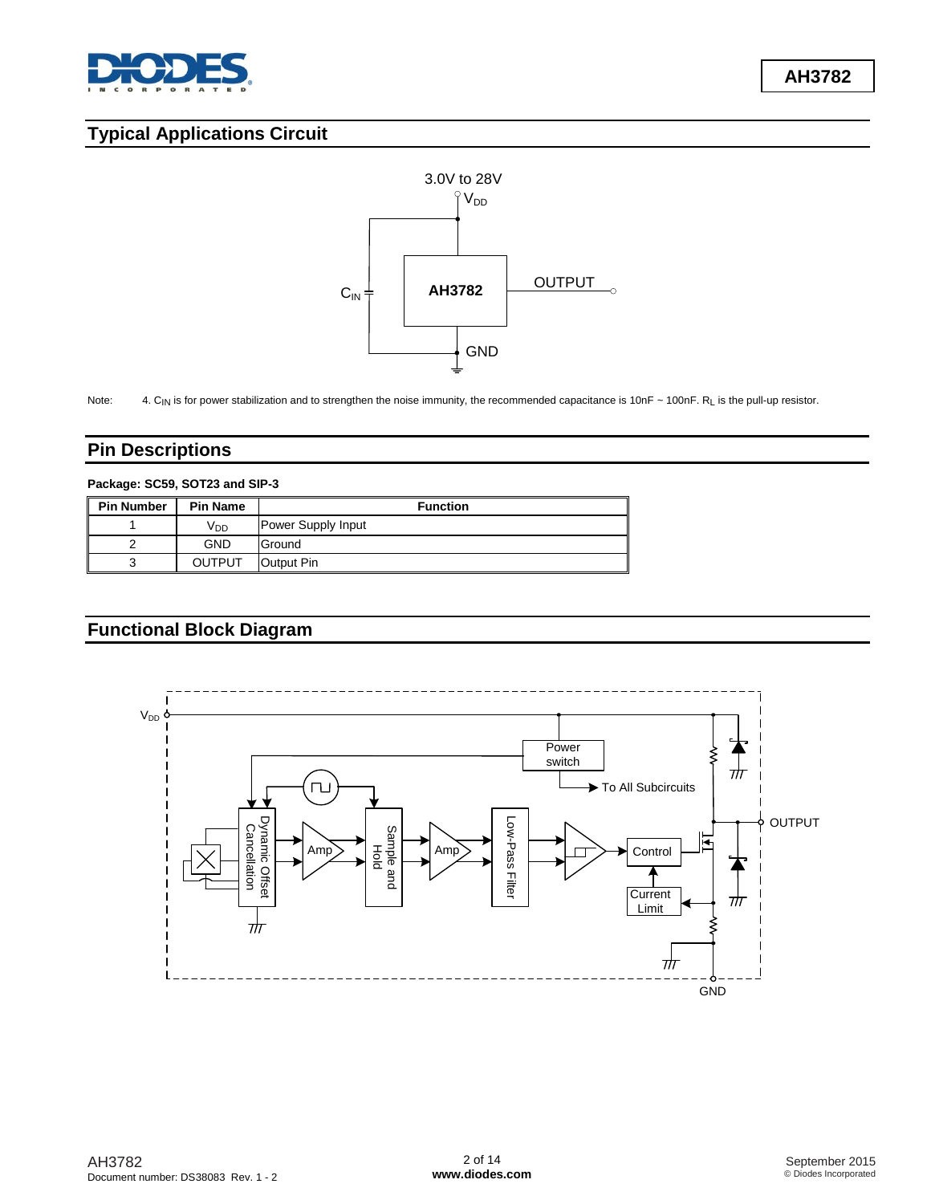## Typical Applications Circuit

3.0V to 28V

$V_{DD}$

$C_{IN}$

AH3782

OUTPUT

GND

Note: 4. $C_{IN}$ is for power stabilization and to strengthen the noise immunity, the recommended capacitance is 10nF ~ 100nF. $R_L$ is the pull-up resistor.

## Pin Descriptions

**Package: SC59, SOT23 and SIP-3**

| Pin Number | Pin Name | Function |
|---|---|---|
| 1 | $V_{DD}$ | Power Supply Input |
| 2 | GND | Ground |
| 3 | OUTPUT | Output Pin |

## Functional Block Diagram

$V_{DD}$

Power switch

To All Subcircuits

OUTPUT

Dynamic Offset Cancellation

Amp

Sample and Hold

Amp

Low-Pass Filter

Control

Current Limit

GND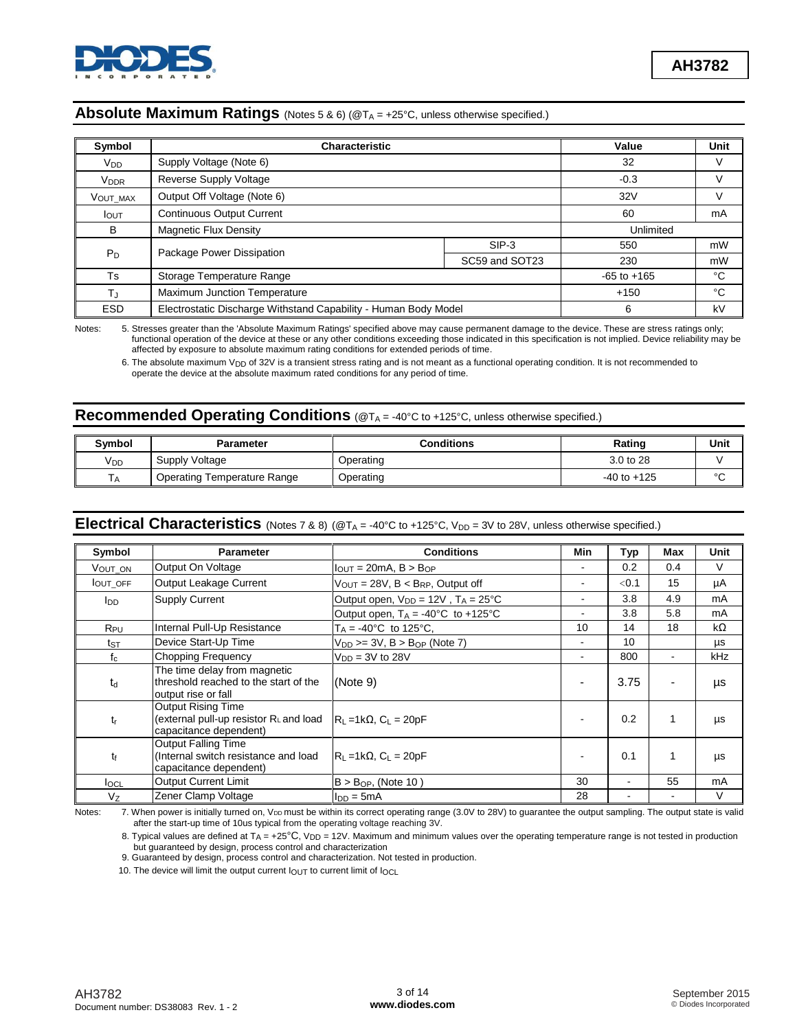## Absolute Maximum Ratings (Notes 5 & 6) (@$T_A$ = +25°C, unless otherwise specified.)

| Symbol | Characteristic | | Value | Unit |
|---|---|---|---|---|
| $V_{DD}$ | Supply Voltage (Note 6) | | 32 | V |
| $V_{DDR}$ | Reverse Supply Voltage | | -0.3 | V |
| $V_{OUT\_MAX}$ | Output Off Voltage (Note 6) | | 32V | V |
| $I_{OUT}$ | Continuous Output Current | | 60 | mA |
| B | Magnetic Flux Density | | Unlimited | |
| $P_D$ | Package Power Dissipation | SIP-3 | 550 | mW |
| | | SC59 and SOT23 | 230 | mW |
| Ts | Storage Temperature Range | | -65 to +165 | °C |
| $T_J$ | Maximum Junction Temperature | | +150 | °C |
| ESD | Electrostatic Discharge Withstand Capability - Human Body Model | | 6 | kV |

Notes:
5. Stresses greater than the 'Absolute Maximum Ratings' specified above may cause permanent damage to the device. These are stress ratings only; functional operation of the device at these or any other conditions exceeding those indicated in this specification is not implied. Device reliability may be affected by exposure to absolute maximum rating conditions for extended periods of time.
6. The absolute maximum $V_{DD}$ of 32V is a transient stress rating and is not meant as a functional operating condition. It is not recommended to operate the device at the absolute maximum rated conditions for any period of time.

## Recommended Operating Conditions (@$T_A$ = -40°C to +125°C, unless otherwise specified.)

| Symbol | Parameter | Conditions | Rating | Unit |
|---|---|---|---|---|
| $V_{DD}$ | Supply Voltage | Operating | 3.0 to 28 | V |
| $T_A$ | Operating Temperature Range | Operating | -40 to +125 | °C |

## Electrical Characteristics (Notes 7 & 8) (@$T_A$ = -40°C to +125°C, $V_{DD}$ = 3V to 28V, unless otherwise specified.)

| Symbol | Parameter | Conditions | Min | Typ | Max | Unit |
|---|---|---|---|---|---|---|
| $V_{OUT\_ON}$ | Output On Voltage | $I_{OUT}$ = 20mA, B > $B_{OP}$ | - | 0.2 | 0.4 | V |
| $I_{OUT\_OFF}$ | Output Leakage Current | $V_{OUT}$ = 28V, B < $B_{RP}$, Output off | - | <0.1 | 15 | µA |
| $I_{DD}$ | Supply Current | Output open, $V_{DD}$ = 12V , $T_A$ = 25°C | - | 3.8 | 4.9 | mA |
| | | Output open, $T_A$ = -40°C to +125°C | - | 3.8 | 5.8 | mA |
| $R_{PU}$ | Internal Pull-Up Resistance | $T_A$ = -40°C to 125°C, | 10 | 14 | 18 | kΩ |
| $t_{ST}$ | Device Start-Up Time | $V_{DD}$ >= 3V, B > $B_{OP}$ (Note 7) | - | 10 | | µs |
| $f_c$ | Chopping Frequency | $V_{DD}$ = 3V to 28V | - | 800 | - | kHz |
| $t_d$ | The time delay from magnetic threshold reached to the start of the output rise or fall | (Note 9) | - | 3.75 | - | µs |
| $t_r$ | Output Rising Time (external pull-up resistor $R_L$ and load capacitance dependent) | $R_L$ =1kΩ, $C_L$ = 20pF | - | 0.2 | 1 | µs |
| $t_f$ | Output Falling Time (Internal switch resistance and load capacitance dependent) | $R_L$ =1kΩ, $C_L$ = 20pF | - | 0.1 | 1 | µs |
| $I_{OCL}$ | Output Current Limit | B > $B_{OP}$, (Note 10 ) | 30 | - | 55 | mA |
| $V_Z$ | Zener Clamp Voltage | $I_{DD}$ = 5mA | 28 | - | - | V |

Notes:
7. When power is initially turned on, $V_{DD}$ must be within its correct operating range (3.0V to 28V) to guarantee the output sampling. The output state is valid after the start-up time of 10us typical from the operating voltage reaching 3V.
8. Typical values are defined at $T_A$ = +25°C, $V_{DD}$ = 12V. Maximum and minimum values over the operating temperature range is not tested in production but guaranteed by design, process control and characterization
9. Guaranteed by design, process control and characterization. Not tested in production.
10. The device will limit the output current $I_{OUT}$ to current limit of $I_{OCL}$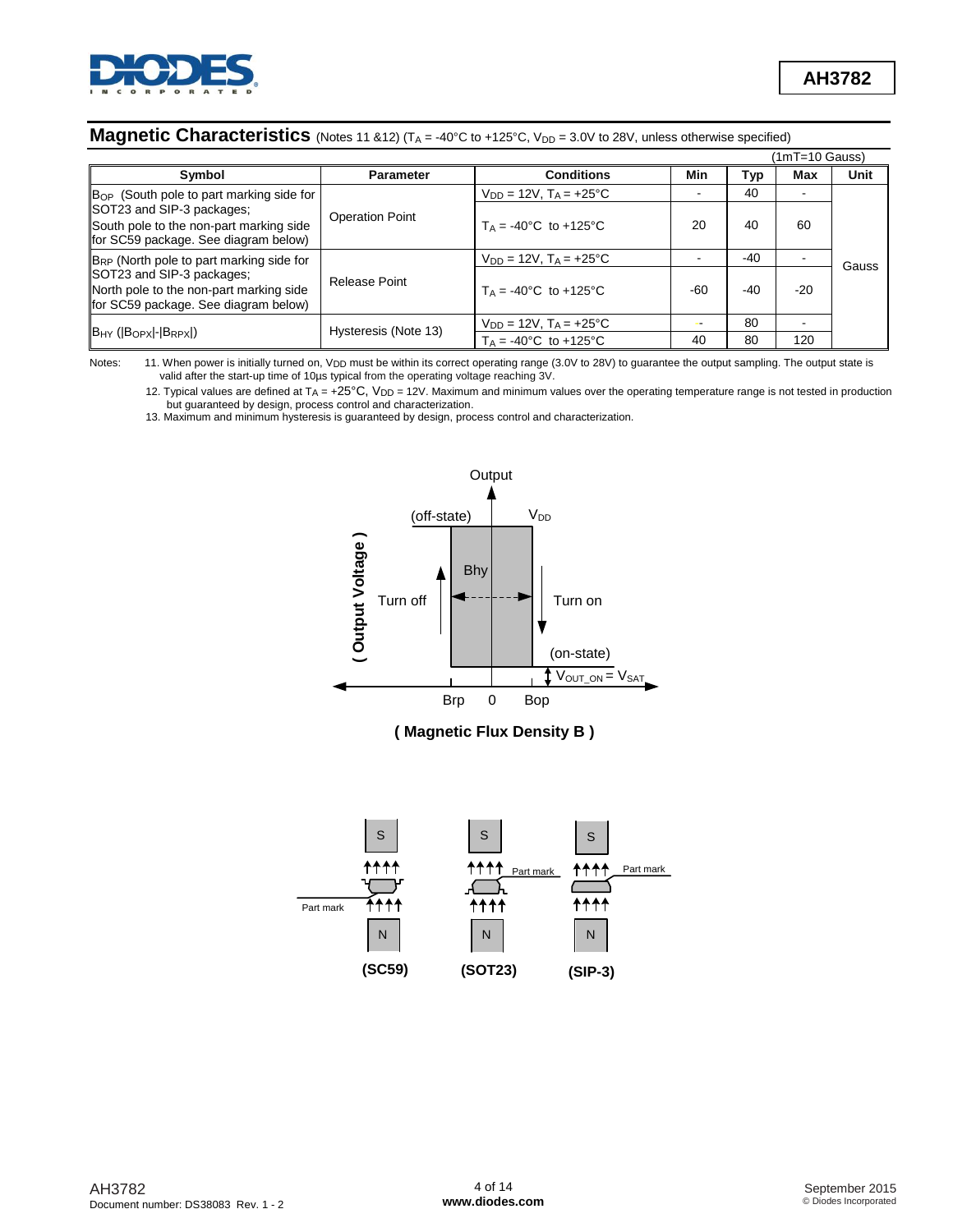## Magnetic Characteristics (Notes 11 &12) ($T_A$ = -40°C to +125°C, $V_{DD}$ = 3.0V to 28V, unless otherwise specified)

(1mT=10 Gauss)

| Symbol | Parameter | Conditions | Min | Typ | Max | Unit |
|---|---|---|---|---|---|---|
| $B_{OP}$ (South pole to part marking side for SOT23 and SIP-3 packages; South pole to the non-part marking side for SC59 package. See diagram below) | Operation Point | $V_{DD}$ = 12V, $T_A$ = +25°C | - | 40 | - | Gauss |
| | | $T_A$ = -40°C to +125°C | 20 | 40 | 60 | |
| $B_{RP}$ (North pole to part marking side for SOT23 and SIP-3 packages; North pole to the non-part marking side for SC59 package. See diagram below) | Release Point | $V_{DD}$ = 12V, $T_A$ = +25°C | - | -40 | - | |
| | | $T_A$ = -40°C to +125°C | -60 | -40 | -20 | |
| $B_{HY}$ ($\|B_{OPX}\|-\|B_{RPX}\|$) | Hysteresis (Note 13) | $V_{DD}$ = 12V, $T_A$ = +25°C | - | 80 | - | |
| | | $T_A$ = -40°C to +125°C | 40 | 80 | 120 | |

Notes:
11. When power is initially turned on, $V_{DD}$ must be within its correct operating range (3.0V to 28V) to guarantee the output sampling. The output state is valid after the start-up time of 10µs typical from the operating voltage reaching 3V.
12. Typical values are defined at $T_A$ = +25°C, $V_{DD}$ = 12V. Maximum and minimum values over the operating temperature range is not tested in production but guaranteed by design, process control and characterization.
13. Maximum and minimum hysteresis is guaranteed by design, process control and characterization.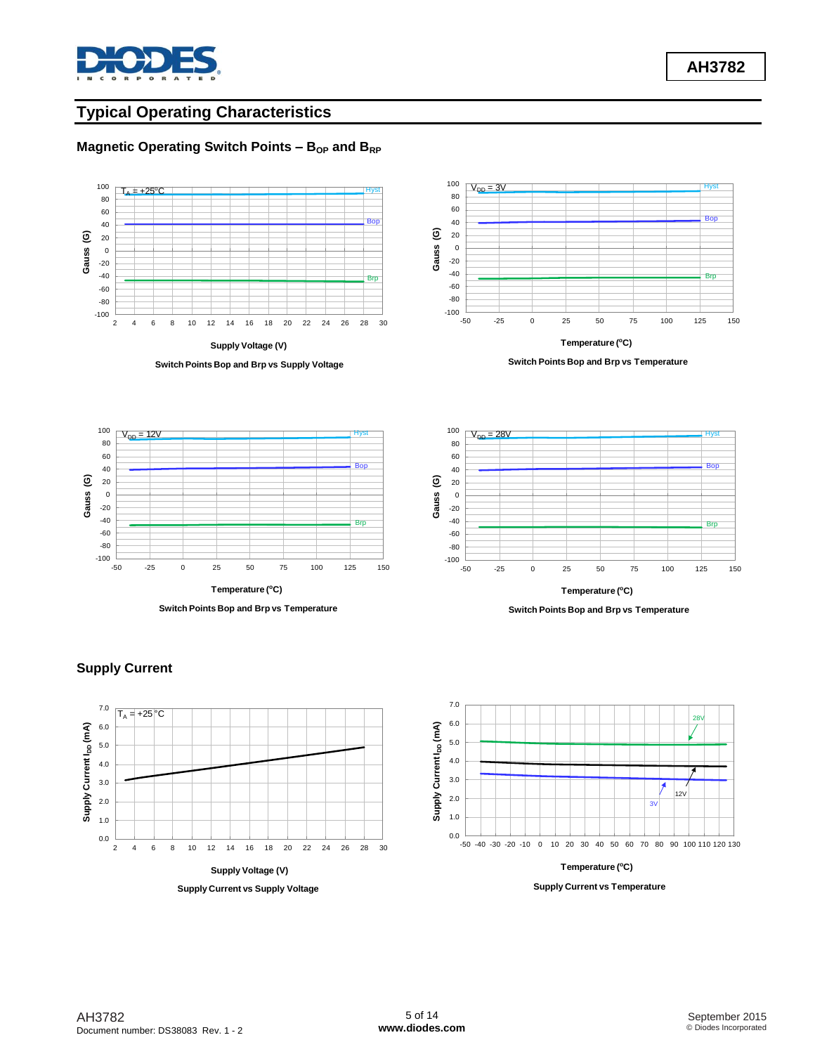## Typical Operating Characteristics

### Magnetic Operating Switch Points – $B_{OP}$ and $B_{RP}$

Switch Points Bop and Brp vs Supply Voltage

Switch Points Bop and Brp vs Temperature

Switch Points Bop and Brp vs Temperature

Switch Points Bop and Brp vs Temperature

### Supply Current

Supply Current vs Supply Voltage

Supply Current vs Temperature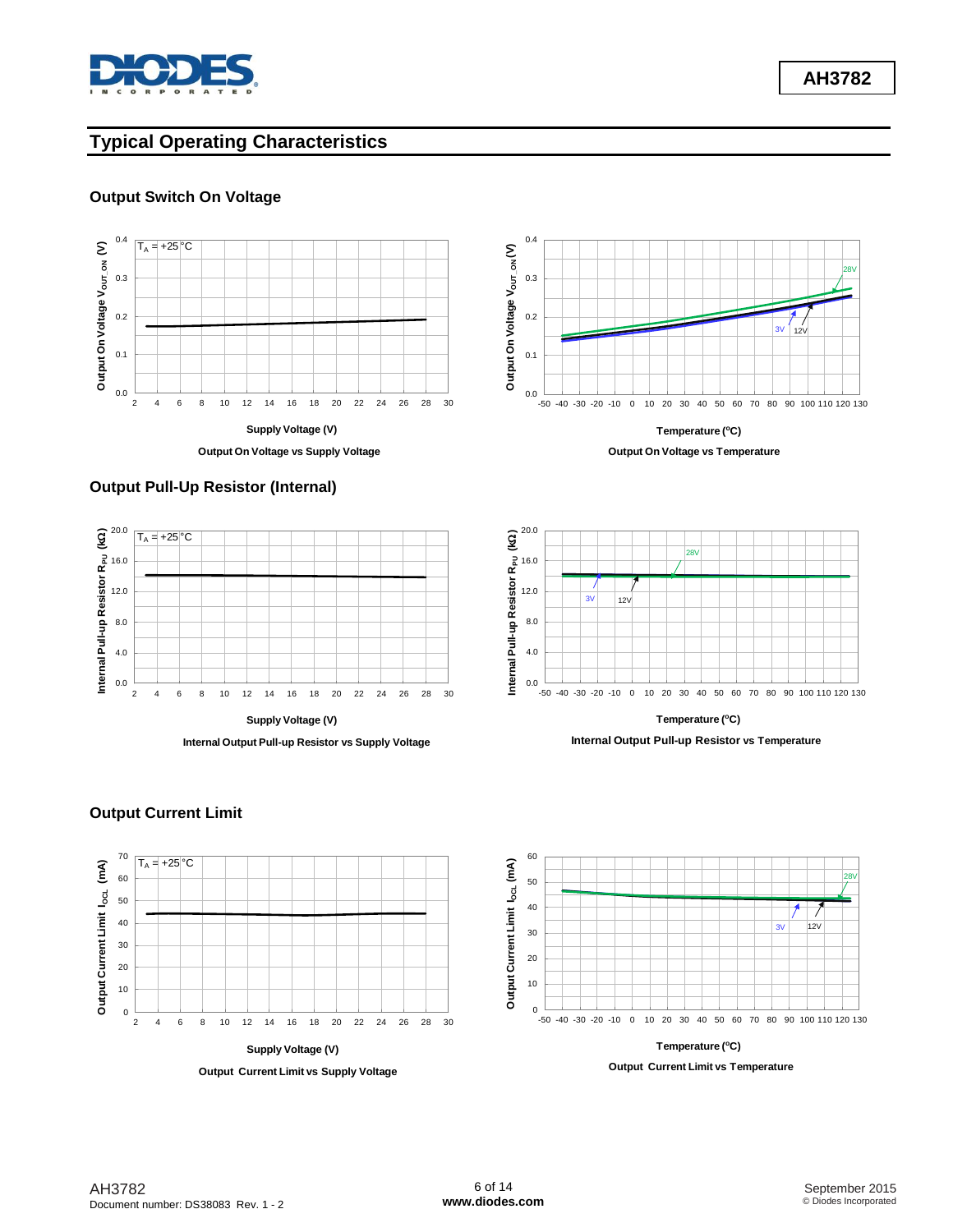## Typical Operating Characteristics

### Output Switch On Voltage

Output On Voltage vs Supply Voltage

Output On Voltage vs Temperature

### Output Pull-Up Resistor (Internal)

Internal Output Pull-up Resistor vs Supply Voltage

Internal Output Pull-up Resistor vs Temperature

### Output Current Limit

Output Current Limit vs Supply Voltage

Output Current Limit vs Temperature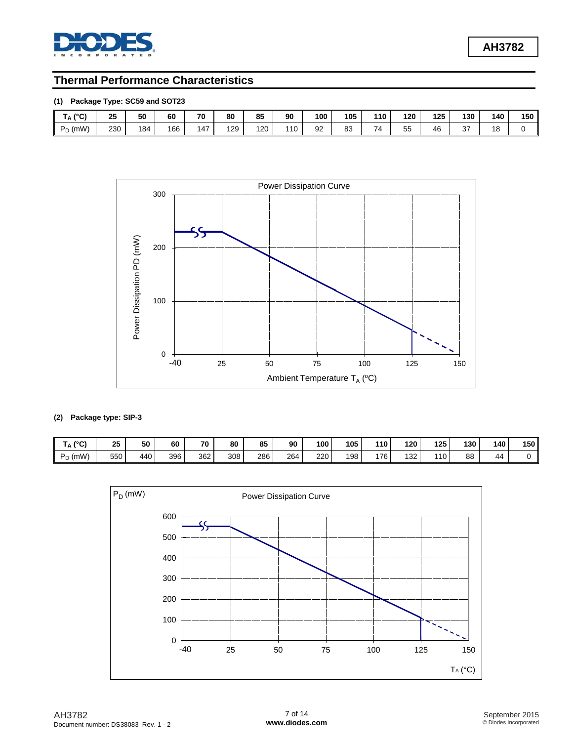## Thermal Performance Characteristics

**(1) Package Type: SC59 and SOT23**

| $T_A$ (°C) | 25 | 50 | 60 | 70 | 80 | 85 | 90 | 100 | 105 | 110 | 120 | 125 | 130 | 140 | 150 |
|---|---|---|---|---|---|---|---|---|---|---|---|---|---|---|---|
| $P_D$ (mW) | 230 | 184 | 166 | 147 | 129 | 120 | 110 | 92 | 83 | 74 | 55 | 46 | 37 | 18 | 0 |

**(2) Package type: SIP-3**

| $T_A$ (°C) | 25 | 50 | 60 | 70 | 80 | 85 | 90 | 100 | 105 | 110 | 120 | 125 | 130 | 140 | 150 |
|---|---|---|---|---|---|---|---|---|---|---|---|---|---|---|---|
| $P_D$ (mW) | 550 | 440 | 396 | 362 | 308 | 286 | 264 | 220 | 198 | 176 | 132 | 110 | 88 | 44 | 0 |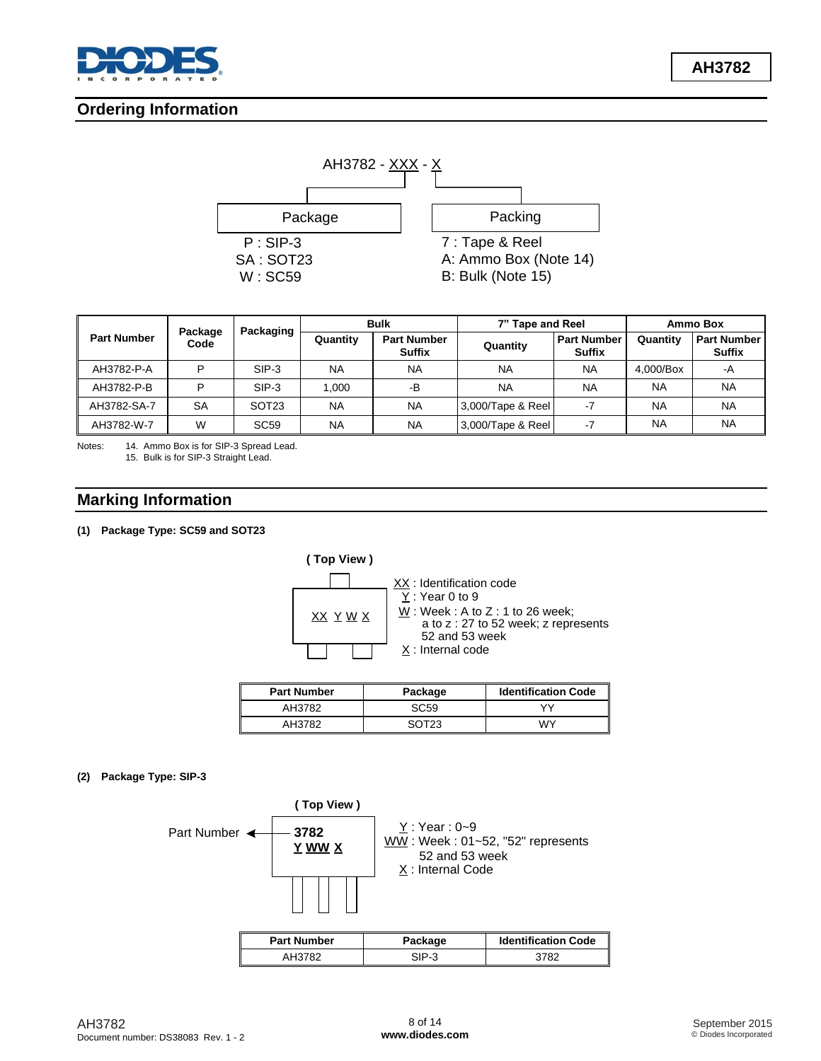## Ordering Information

AH3782 - XXX - X

**Package**

P : SIP-3
SA : SOT23
W : SC59

**Packing**

7 : Tape & Reel
A: Ammo Box (Note 14)
B: Bulk (Note 15)

| Part Number | Package Code | Packaging | Bulk | | 7" Tape and Reel | | Ammo Box | |
|---|---|---|---|---|---|---|---|---|
| | | | Quantity | Part Number Suffix | Quantity | Part Number Suffix | Quantity | Part Number Suffix |
| AH3782-P-A | P | SIP-3 | NA | NA | NA | NA | 4,000/Box | -A |
| AH3782-P-B | P | SIP-3 | 1,000 | -B | NA | NA | NA | NA |
| AH3782-SA-7 | SA | SOT23 | NA | NA | 3,000/Tape & Reel | -7 | NA | NA |
| AH3782-W-7 | W | SC59 | NA | NA | 3,000/Tape & Reel | -7 | NA | NA |

Notes: 14. Ammo Box is for SIP-3 Spread Lead.
15. Bulk is for SIP-3 Straight Lead.

## Marking Information

**(1) Package Type: SC59 and SOT23**

**( Top View )**

XX Y W X

XX : Identification code
Y : Year 0 to 9
W : Week : A to Z : 1 to 26 week;
a to z : 27 to 52 week; z represents 52 and 53 week
X : Internal code

| Part Number | Package | Identification Code |
|---|---|---|
| AH3782 | SC59 | YY |
| AH3782 | SOT23 | WY |

**(2) Package Type: SIP-3**

**( Top View )**

Part Number → **3782**
**Y WW X**

Y : Year : 0~9
WW : Week : 01~52, "52" represents 52 and 53 week
X : Internal Code

| Part Number | Package | Identification Code |
|---|---|---|
| AH3782 | SIP-3 | 3782 |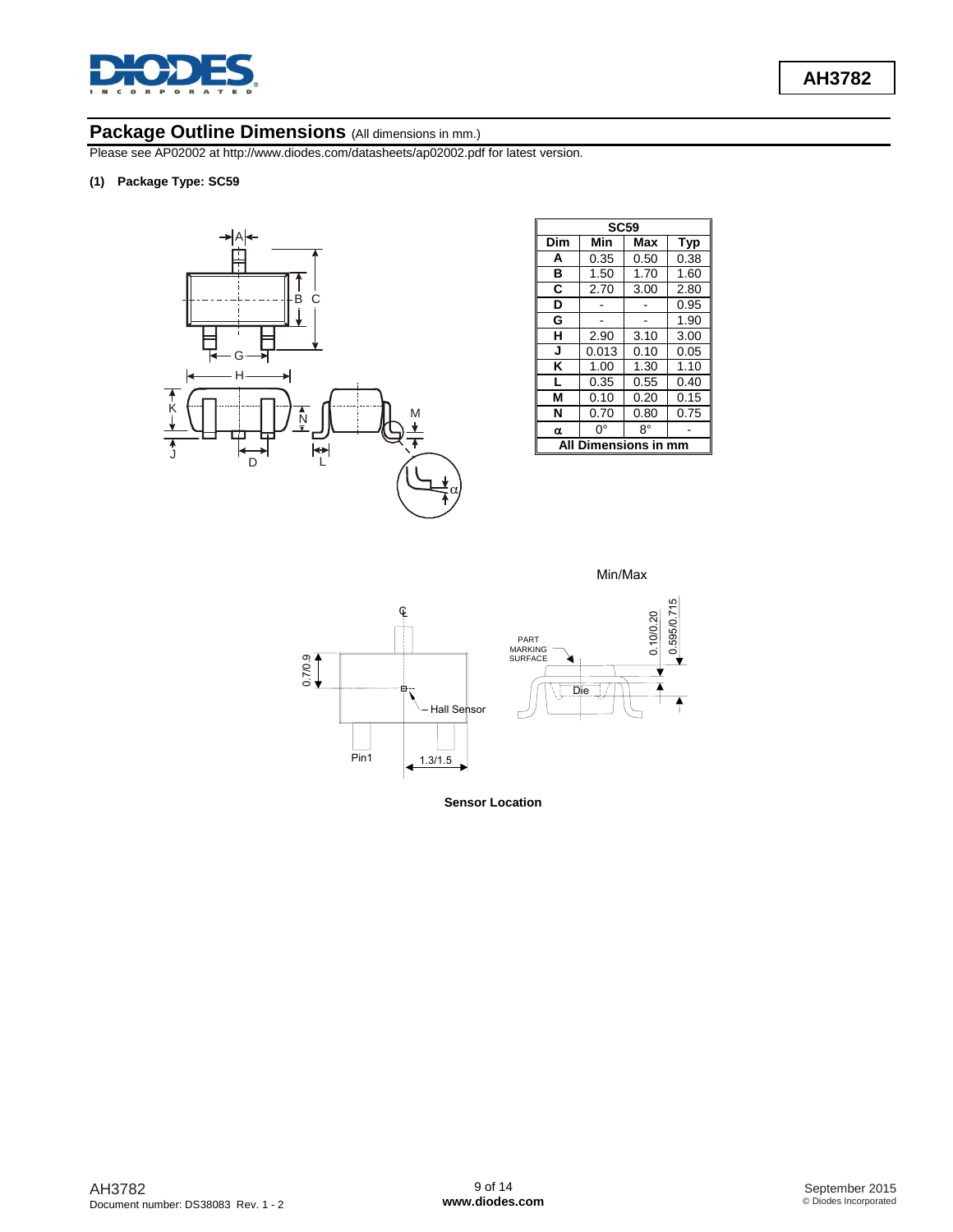## Package Outline Dimensions (All dimensions in mm.)

Please see AP02002 at http://www.diodes.com/datasheets/ap02002.pdf for latest version.

**(1) Package Type: SC59**

| SC59 | | | |
|---|---|---|---|
| Dim | Min | Max | Typ |
| A | 0.35 | 0.50 | 0.38 |
| B | 1.50 | 1.70 | 1.60 |
| C | 2.70 | 3.00 | 2.80 |
| D | - | - | 0.95 |
| G | - | - | 1.90 |
| H | 2.90 | 3.10 | 3.00 |
| J | 0.013 | 0.10 | 0.05 |
| K | 1.00 | 1.30 | 1.10 |
| L | 0.35 | 0.55 | 0.40 |
| M | 0.10 | 0.20 | 0.15 |
| N | 0.70 | 0.80 | 0.75 |
| α | 0° | 8° | - |
| All Dimensions in mm | | | |

Min/Max

**Sensor Location**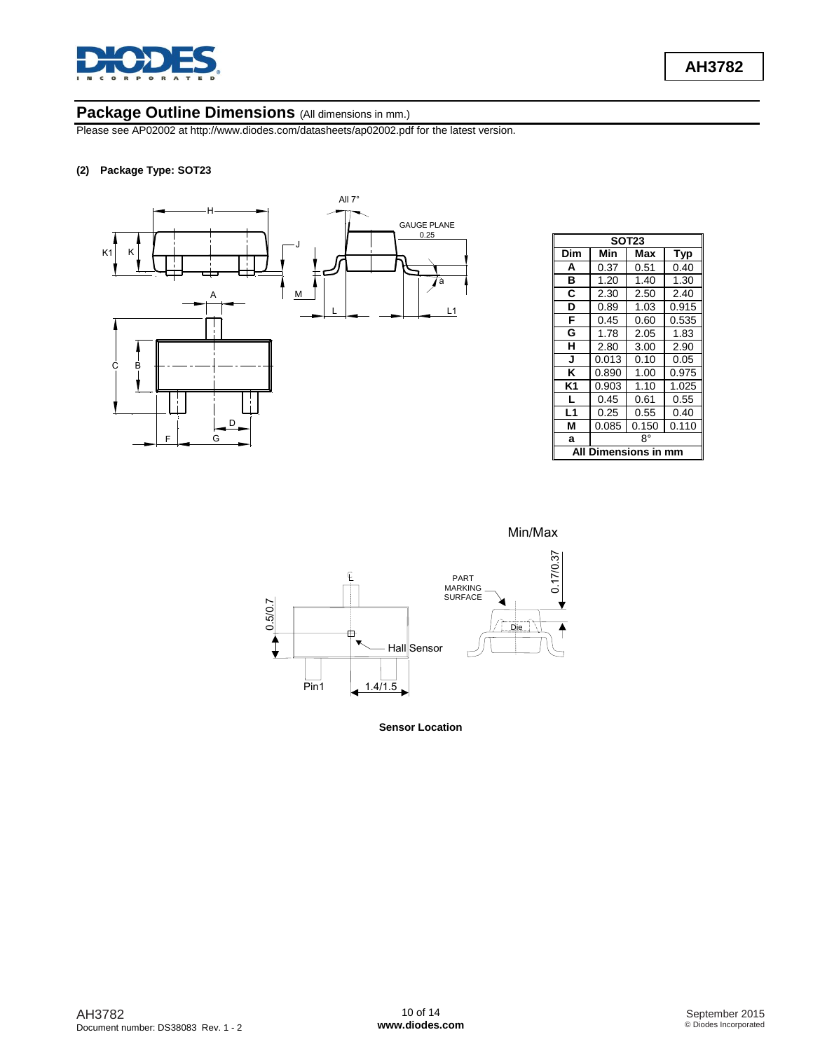## Package Outline Dimensions (All dimensions in mm.)

Please see AP02002 at http://www.diodes.com/datasheets/ap02002.pdf for the latest version.

**(2) Package Type: SOT23**

| SOT23 | | | |
|---|---|---|---|
| **Dim** | **Min** | **Max** | **Typ** |
| **A** | 0.37 | 0.51 | 0.40 |
| **B** | 1.20 | 1.40 | 1.30 |
| **C** | 2.30 | 2.50 | 2.40 |
| **D** | 0.89 | 1.03 | 0.915 |
| **F** | 0.45 | 0.60 | 0.535 |
| **G** | 1.78 | 2.05 | 1.83 |
| **H** | 2.80 | 3.00 | 2.90 |
| **J** | 0.013 | 0.10 | 0.05 |
| **K** | 0.890 | 1.00 | 0.975 |
| **K1** | 0.903 | 1.10 | 1.025 |
| **L** | 0.45 | 0.61 | 0.55 |
| **L1** | 0.25 | 0.55 | 0.40 |
| **M** | 0.085 | 0.150 | 0.110 |
| **a** | 8° | | |
| **All Dimensions in mm** | | | |

**Sensor Location**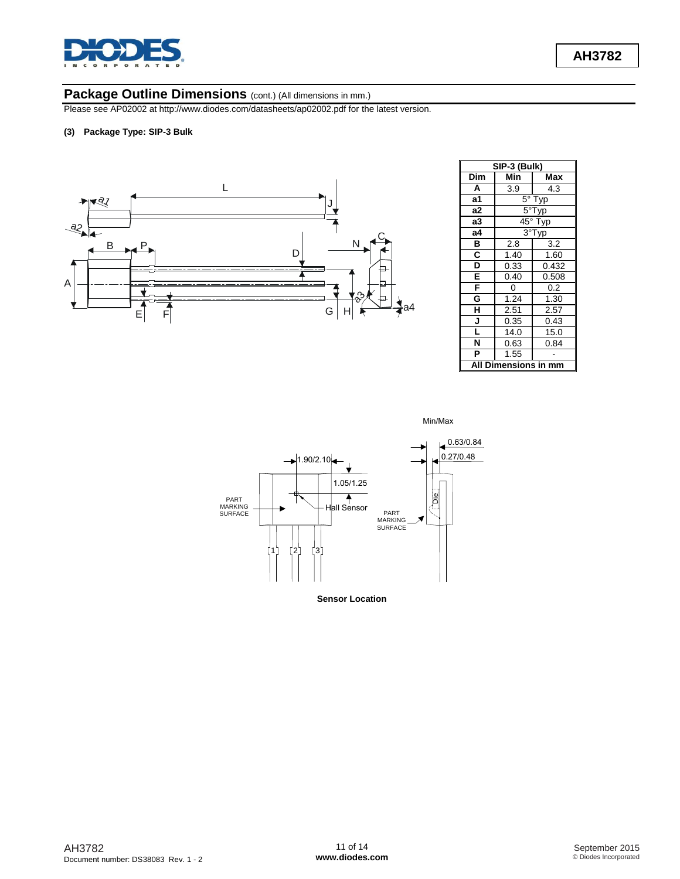## Package Outline Dimensions (cont.) (All dimensions in mm.)

Please see AP02002 at http://www.diodes.com/datasheets/ap02002.pdf for the latest version.

**(3) Package Type: SIP-3 Bulk**

| SIP-3 (Bulk) | | |
|---|---|---|
| **Dim** | **Min** | **Max** |
| **A** | 3.9 | 4.3 |
| **a1** | 5° Typ | |
| **a2** | 5°Typ | |
| **a3** | 45° Typ | |
| **a4** | 3°Typ | |
| **B** | 2.8 | 3.2 |
| **C** | 1.40 | 1.60 |
| **D** | 0.33 | 0.432 |
| **E** | 0.40 | 0.508 |
| **F** | 0 | 0.2 |
| **G** | 1.24 | 1.30 |
| **H** | 2.51 | 2.57 |
| **J** | 0.35 | 0.43 |
| **L** | 14.0 | 15.0 |
| **N** | 0.63 | 0.84 |
| **P** | 1.55 | - |
| **All Dimensions in mm** | | |

Min/Max

1.90/2.10

1.05/1.25

0.63/0.84

0.27/0.48

PART MARKING SURFACE

Hall Sensor

Die

PART MARKING SURFACE

1 2 3

**Sensor Location**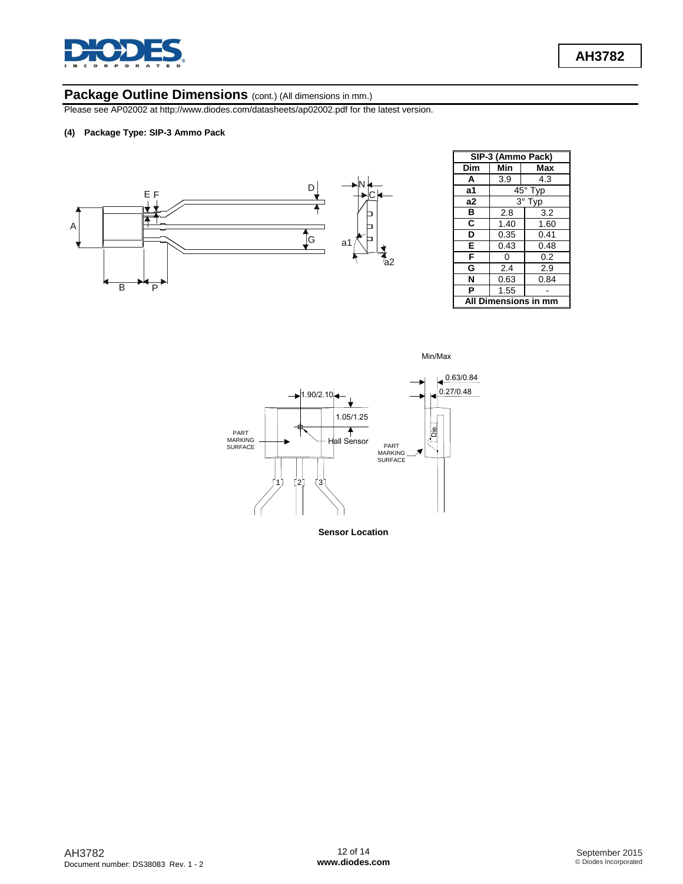## Package Outline Dimensions (cont.) (All dimensions in mm.)

Please see AP02002 at http://www.diodes.com/datasheets/ap02002.pdf for the latest version.

**(4) Package Type: SIP-3 Ammo Pack**

| SIP-3 (Ammo Pack) | | |
|---|---|---|
| **Dim** | **Min** | **Max** |
| **A** | 3.9 | 4.3 |
| **a1** | 45° Typ | |
| **a2** | 3° Typ | |
| **B** | 2.8 | 3.2 |
| **C** | 1.40 | 1.60 |
| **D** | 0.35 | 0.41 |
| **E** | 0.43 | 0.48 |
| **F** | 0 | 0.2 |
| **G** | 2.4 | 2.9 |
| **N** | 0.63 | 0.84 |
| **P** | 1.55 | - |
| **All Dimensions in mm** | | |

Min/Max

1.90/2.10

1.05/1.25

0.63/0.84

0.27/0.48

PART MARKING SURFACE

Hall Sensor

Die

1 2 3

**Sensor Location**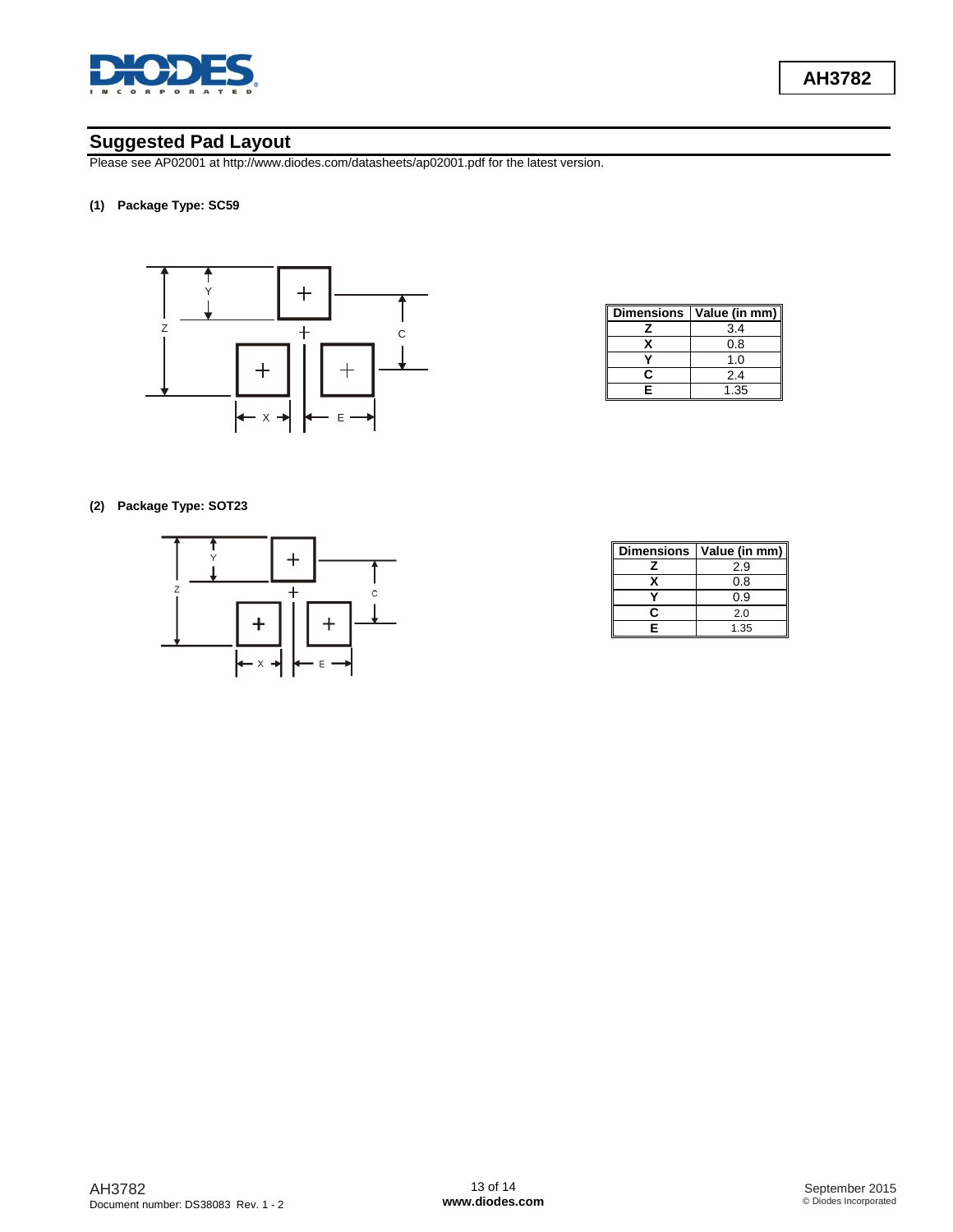## Suggested Pad Layout

Please see AP02001 at http://www.diodes.com/datasheets/ap02001.pdf for the latest version.

**(1) Package Type: SC59**

| Dimensions | Value (in mm) |
|---|---|
| Z | 3.4 |
| X | 0.8 |
| Y | 1.0 |
| C | 2.4 |
| E | 1.35 |

**(2) Package Type: SOT23**

| Dimensions | Value (in mm) |
|---|---|
| Z | 2.9 |
| X | 0.8 |
| Y | 0.9 |
| C | 2.0 |
| E | 1.35 |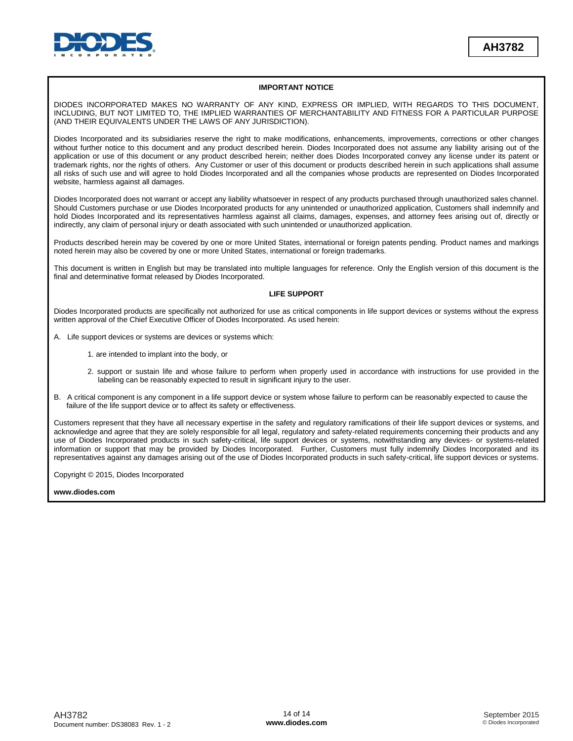## IMPORTANT NOTICE

DIODES INCORPORATED MAKES NO WARRANTY OF ANY KIND, EXPRESS OR IMPLIED, WITH REGARDS TO THIS DOCUMENT, INCLUDING, BUT NOT LIMITED TO, THE IMPLIED WARRANTIES OF MERCHANTABILITY AND FITNESS FOR A PARTICULAR PURPOSE (AND THEIR EQUIVALENTS UNDER THE LAWS OF ANY JURISDICTION).

Diodes Incorporated and its subsidiaries reserve the right to make modifications, enhancements, improvements, corrections or other changes without further notice to this document and any product described herein. Diodes Incorporated does not assume any liability arising out of the application or use of this document or any product described herein; neither does Diodes Incorporated convey any license under its patent or trademark rights, nor the rights of others. Any Customer or user of this document or products described herein in such applications shall assume all risks of such use and will agree to hold Diodes Incorporated and all the companies whose products are represented on Diodes Incorporated website, harmless against all damages.

Diodes Incorporated does not warrant or accept any liability whatsoever in respect of any products purchased through unauthorized sales channel. Should Customers purchase or use Diodes Incorporated products for any unintended or unauthorized application, Customers shall indemnify and hold Diodes Incorporated and its representatives harmless against all claims, damages, expenses, and attorney fees arising out of, directly or indirectly, any claim of personal injury or death associated with such unintended or unauthorized application.

Products described herein may be covered by one or more United States, international or foreign patents pending. Product names and markings noted herein may also be covered by one or more United States, international or foreign trademarks.

This document is written in English but may be translated into multiple languages for reference. Only the English version of this document is the final and determinative format released by Diodes Incorporated.

## LIFE SUPPORT

Diodes Incorporated products are specifically not authorized for use as critical components in life support devices or systems without the express written approval of the Chief Executive Officer of Diodes Incorporated. As used herein:

A. Life support devices or systems are devices or systems which:

1. are intended to implant into the body, or
2. support or sustain life and whose failure to perform when properly used in accordance with instructions for use provided in the labeling can be reasonably expected to result in significant injury to the user.

B. A critical component is any component in a life support device or system whose failure to perform can be reasonably expected to cause the failure of the life support device or to affect its safety or effectiveness.

Customers represent that they have all necessary expertise in the safety and regulatory ramifications of their life support devices or systems, and acknowledge and agree that they are solely responsible for all legal, regulatory and safety-related requirements concerning their products and any use of Diodes Incorporated products in such safety-critical, life support devices or systems, notwithstanding any devices- or systems-related information or support that may be provided by Diodes Incorporated. Further, Customers must fully indemnify Diodes Incorporated and its representatives against any damages arising out of the use of Diodes Incorporated products in such safety-critical, life support devices or systems.

Copyright © 2015, Diodes Incorporated

**www.diodes.com**